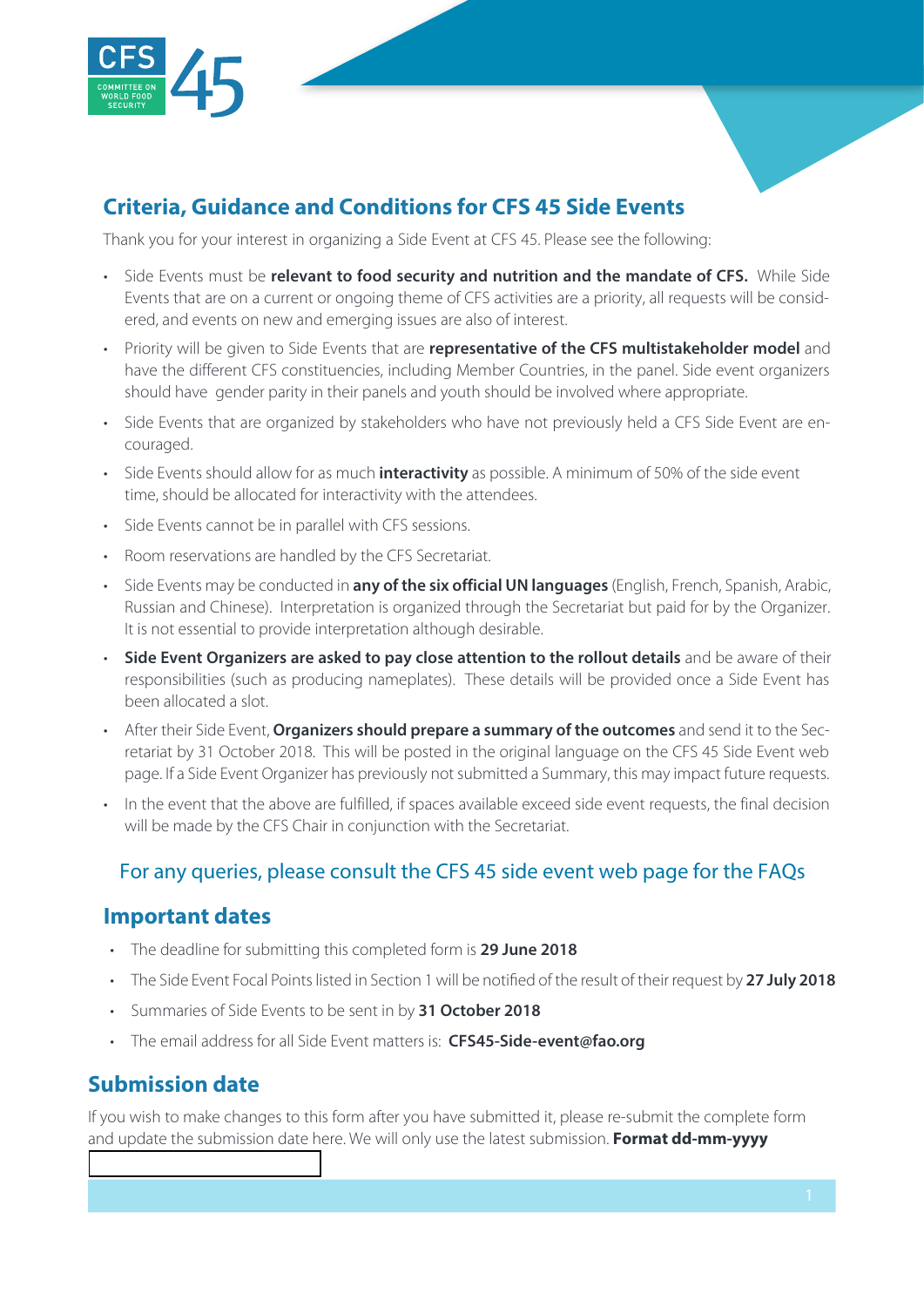# Criteria, Guidance and Conditions for CFS 45 Side Events

Thank you for your interest in organizing a Side Event at CFS 45. Please see the following:

- Side Events must be **relevant to food security and nutrition and the mandate of CFS.** While Side Events that are on a current or ongoing theme of CFS activities are a priority, all requests will be considered, and events on new and emerging issues are also of interest.
- Priority will be given to Side Events that are **representative of the CFS multistakeholder model** and have the different CFS constituencies, including Member Countries, in the panel. Side event organizers should have gender parity in their panels and youth should be involved where appropriate.
- Side Events that are organized by stakeholders who have not previously held a CFS Side Event are encouraged.
- Side Events should allow for as much **interactivity** as possible. A minimum of 50% of the side event time, should be allocated for interactivity with the attendees.
- Side Events cannot be in parallel with CFS sessions.
- Room reservations are handled by the CFS Secretariat.
- Side Events may be conducted in **any of the six official UN languages** (English, French, Spanish, Arabic, Russian and Chinese). Interpretation is organized through the Secretariat but paid for by the Organizer. It is not essential to provide interpretation although desirable.
- **Side Event Organizers are asked to pay close attention to the rollout details** and be aware of their responsibilities (such as producing nameplates). These details will be provided once a Side Event has been allocated a slot.
- After their Side Event, **Organizers should prepare a summary of the outcomes** and send it to the Secretariat by 31 October 2018. This will be posted in the original language on the CFS 45 Side Event web page. If a Side Event Organizer has previously not submitted a Summary, this may impact future requests.
- In the event that the above are fulfilled, if spaces available exceed side event requests, the final decision will be made by the CFS Chair in conjunction with the Secretariat.

For any queries, please consult the CFS 45 side event web page for the FAQs

## Important dates

- The deadline for submitting this completed form is **29 June 2018**
- The Side Event Focal Points listed in Section 1 will be notified of the result of their request by **27 July 2018**
- Summaries of Side Events to be sent in by **31 October 2018**
- The email address for all Side Event matters is: **CFS45-Side-event@fao.org**

## Submission date

If you wish to make changes to this form after you have submitted it, please re-submit the complete form and update the submission date here. We will only use the latest submission. **Format dd-mm-yyyy**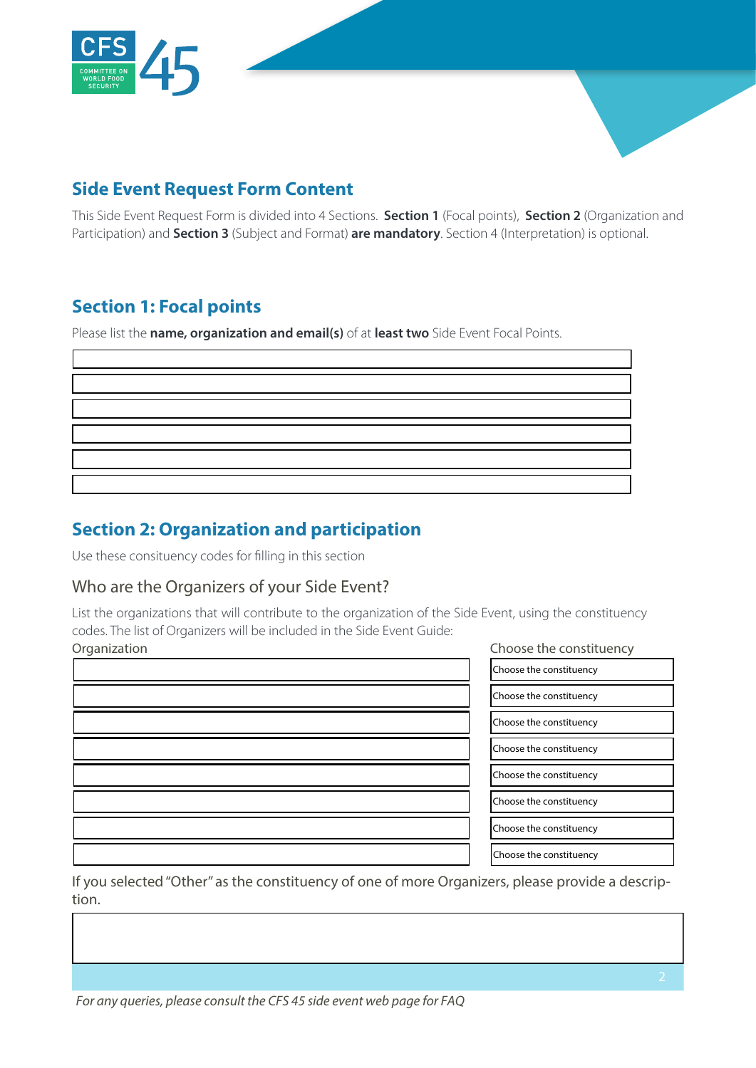## Side Event Request Form Content

This Side Event Request Form is divided into 4 Sections. **Section 1** (Focal points), **Section 2** (Organization and Participation) and **Section 3** (Subject and Format) **are mandatory**. Section 4 (Interpretation) is optional.

## Section 1: Focal points

Please list the **name, organization and email(s)** of at **least two** Side Event Focal Points.

|  |
|---|
|  |
|  |
|  |
|  |
|  |
|  |

## Section 2: Organization and participation

Use these consituency codes for filling in this section

### Who are the Organizers of your Side Event?

List the organizations that will contribute to the organization of the Side Event, using the constituency codes. The list of Organizers will be included in the Side Event Guide:

| Organization | Choose the constituency |
|---|---|
|  | Choose the constituency |
|  | Choose the constituency |
|  | Choose the constituency |
|  | Choose the constituency |
|  | Choose the constituency |
|  | Choose the constituency |
|  | Choose the constituency |
|  | Choose the constituency |

If you selected "Other" as the constituency of one of more Organizers, please provide a description.

|  |
|---|
|  |

*For any queries, please consult the CFS 45 side event web page for FAQ*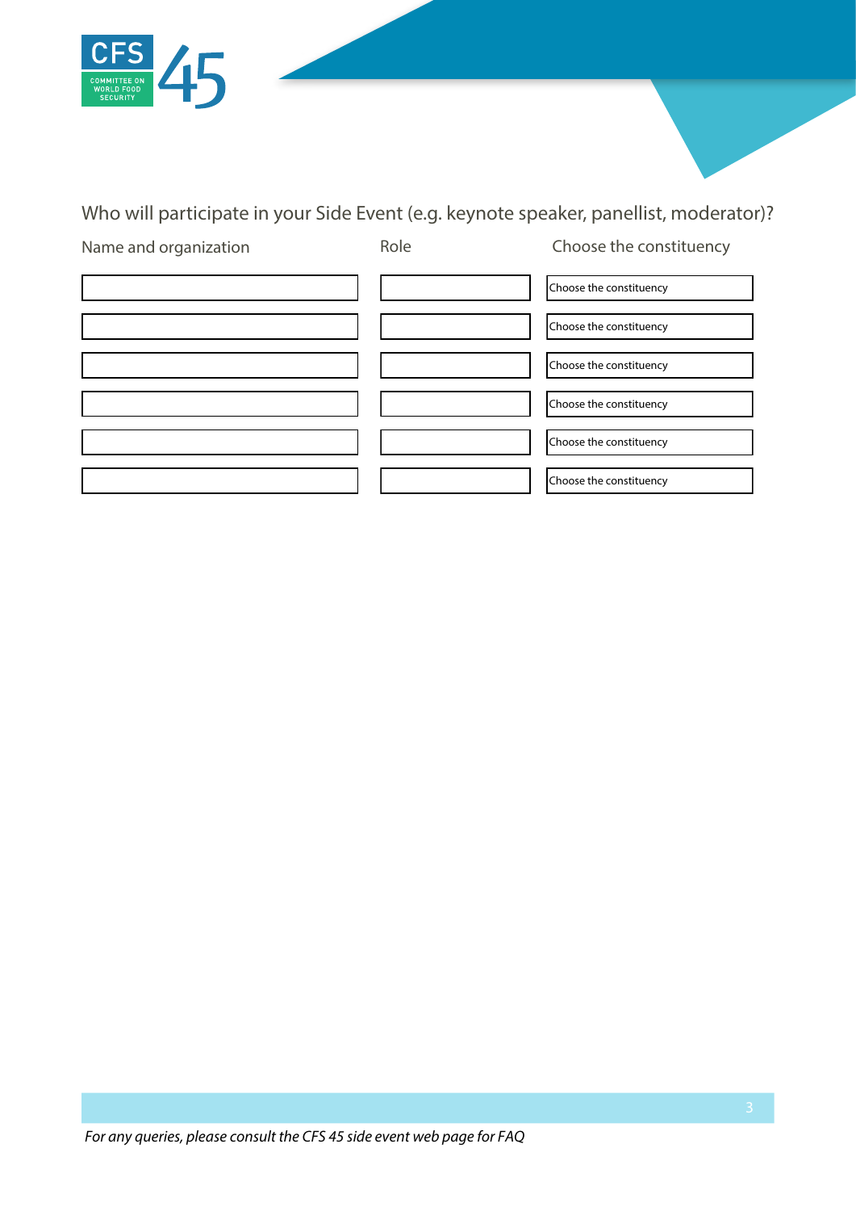Who will participate in your Side Event (e.g. keynote speaker, panellist, moderator)?

| Name and organization | Role | Choose the constituency |
|---|---|---|
| | | Choose the constituency |
| | | Choose the constituency |
| | | Choose the constituency |
| | | Choose the constituency |
| | | Choose the constituency |
| | | Choose the constituency |

*For any queries, please consult the CFS 45 side event web page for FAQ*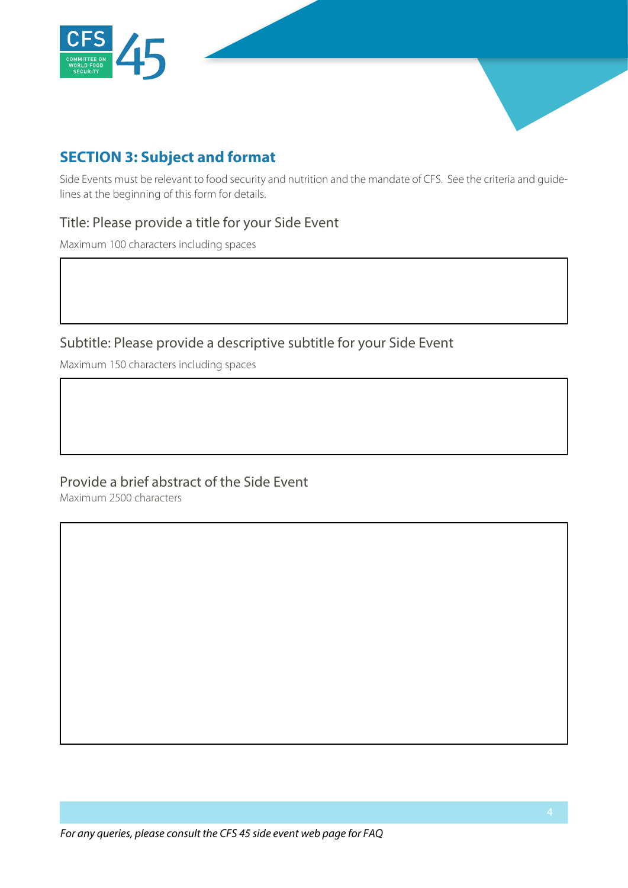## SECTION 3: Subject and format

Side Events must be relevant to food security and nutrition and the mandate of CFS. See the criteria and guidelines at the beginning of this form for details.

### Title: Please provide a title for your Side Event

Maximum 100 characters including spaces

### Subtitle: Please provide a descriptive subtitle for your Side Event

Maximum 150 characters including spaces

### Provide a brief abstract of the Side Event

Maximum 2500 characters

*For any queries, please consult the CFS 45 side event web page for FAQ*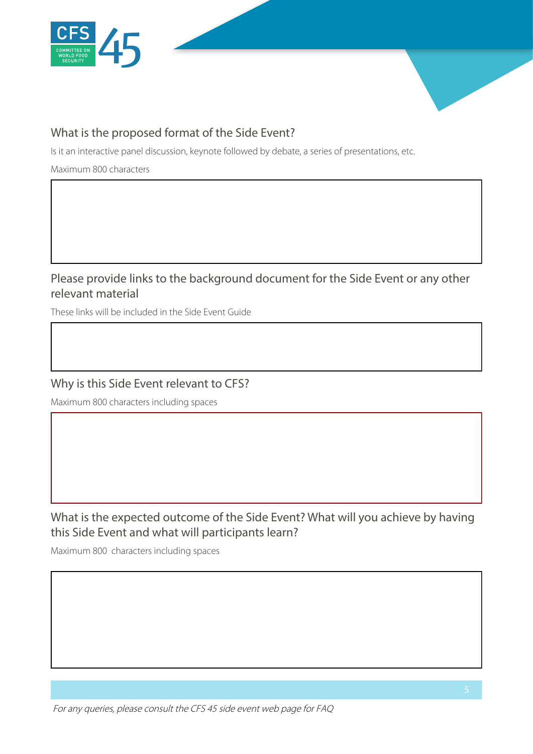### What is the proposed format of the Side Event?

Is it an interactive panel discussion, keynote followed by debate, a series of presentations, etc.

Maximum 800 characters

### Please provide links to the background document for the Side Event or any other relevant material

These links will be included in the Side Event Guide

### Why is this Side Event relevant to CFS?

Maximum 800 characters including spaces

### What is the expected outcome of the Side Event? What will you achieve by having this Side Event and what will participants learn?

Maximum 800 characters including spaces

*For any queries, please consult the CFS 45 side event web page for FAQ*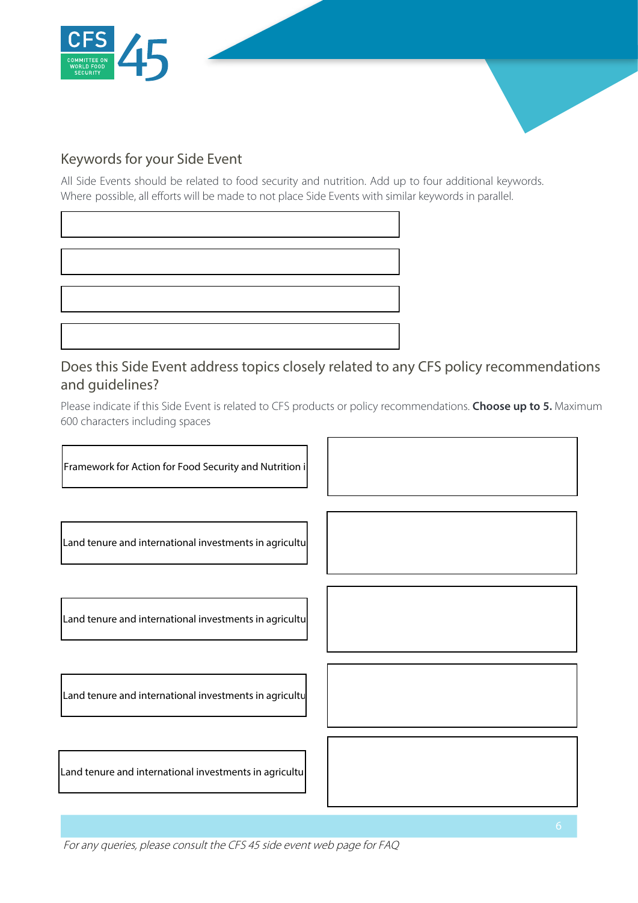## Keywords for your Side Event

All Side Events should be related to food security and nutrition. Add up to four additional keywords. Where possible, all efforts will be made to not place Side Events with similar keywords in parallel.

## Does this Side Event address topics closely related to any CFS policy recommendations and guidelines?

Please indicate if this Side Event is related to CFS products or policy recommendations. **Choose up to 5.** Maximum 600 characters including spaces

| | |
|---|---|
| Framework for Action for Food Security and Nutrition i | |
| Land tenure and international investments in agricultu | |
| Land tenure and international investments in agricultu | |
| Land tenure and international investments in agricultu | |
| Land tenure and international investments in agricultu | |

*For any queries, please consult the CFS 45 side event web page for FAQ*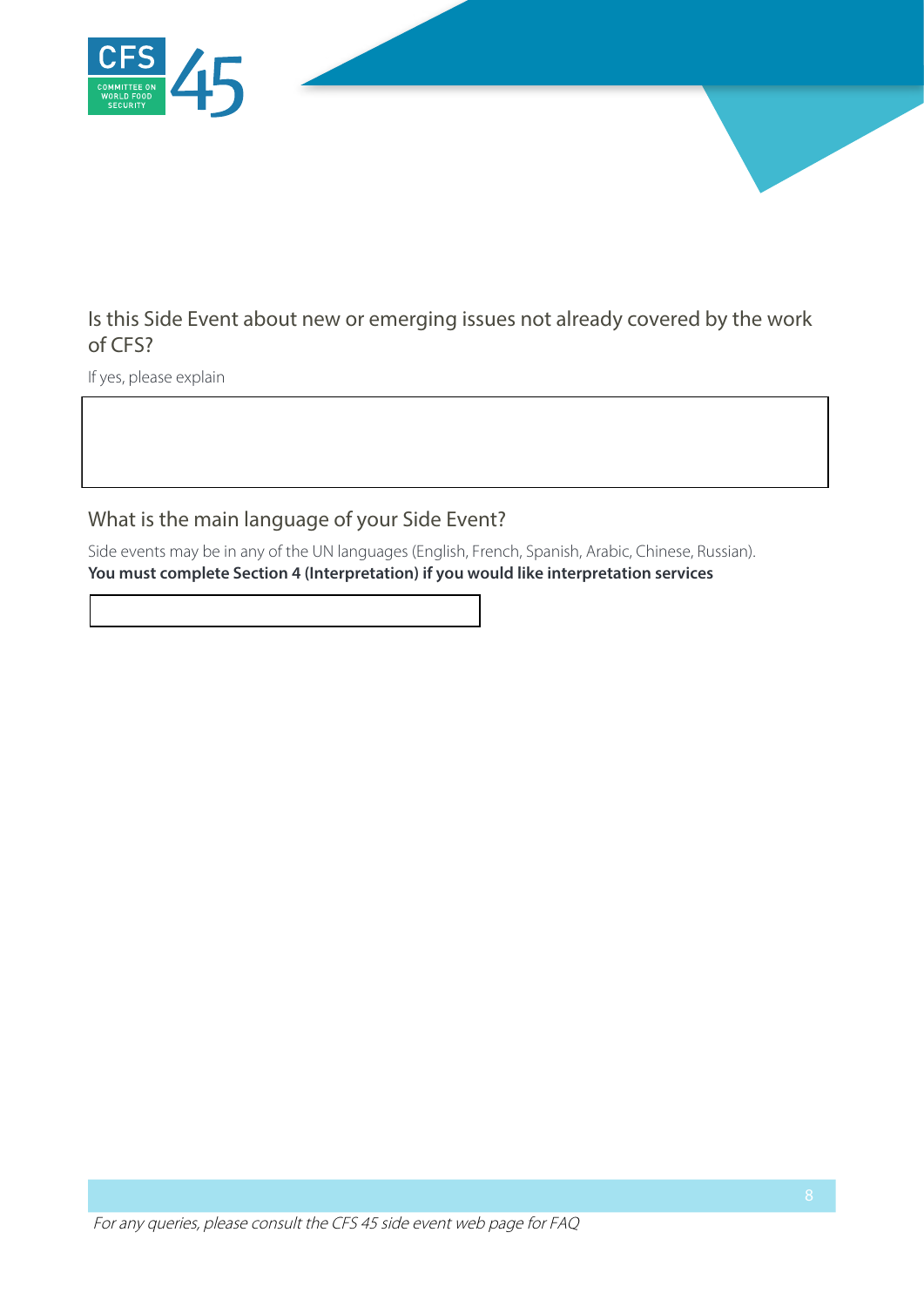Is this Side Event about new or emerging issues not already covered by the work of CFS?

If yes, please explain

What is the main language of your Side Event?

Side events may be in any of the UN languages (English, French, Spanish, Arabic, Chinese, Russian).
**You must complete Section 4 (Interpretation) if you would like interpretation services**

*For any queries, please consult the CFS 45 side event web page for FAQ*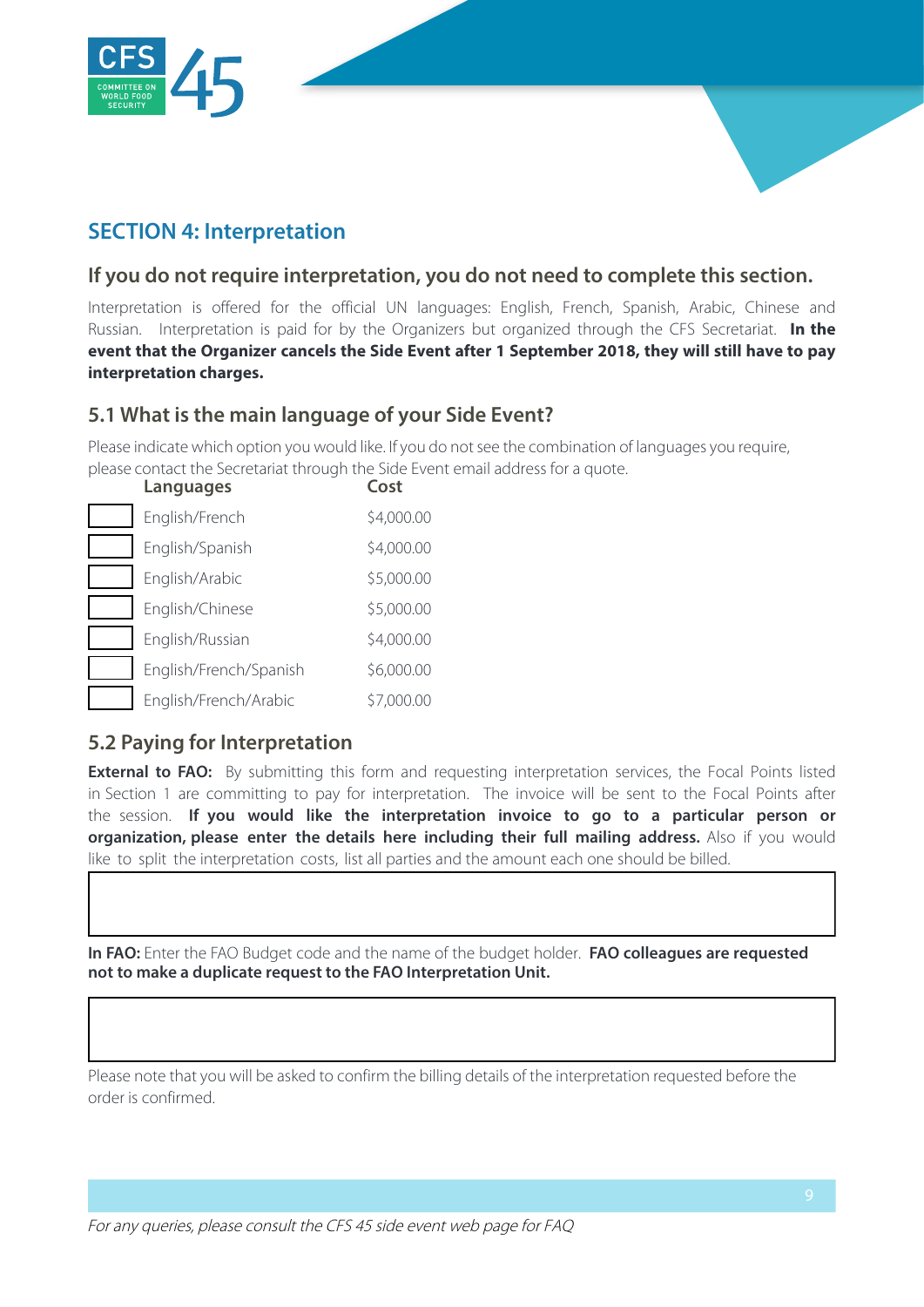## SECTION 4: Interpretation

### If you do not require interpretation, you do not need to complete this section.

Interpretation is offered for the official UN languages: English, French, Spanish, Arabic, Chinese and Russian. Interpretation is paid for by the Organizers but organized through the CFS Secretariat. **In the event that the Organizer cancels the Side Event after 1 September 2018, they will still have to pay interpretation charges.**

### 5.1 What is the main language of your Side Event?

Please indicate which option you would like. If you do not see the combination of languages you require, please contact the Secretariat through the Side Event email address for a quote.

| | Languages | Cost |
|---|---|---|
| ☐ | English/French | $4,000.00 |
| ☐ | English/Spanish | $4,000.00 |
| ☐ | English/Arabic | $5,000.00 |
| ☐ | English/Chinese | $5,000.00 |
| ☐ | English/Russian | $4,000.00 |
| ☐ | English/French/Spanish | $6,000.00 |
| ☐ | English/French/Arabic | $7,000.00 |

### 5.2 Paying for Interpretation

**External to FAO:** By submitting this form and requesting interpretation services, the Focal Points listed in Section 1 are committing to pay for interpretation. The invoice will be sent to the Focal Points after the session. **If you would like the interpretation invoice to go to a particular person or organization, please enter the details here including their full mailing address.** Also if you would like to split the interpretation costs, list all parties and the amount each one should be billed.

**In FAO:** Enter the FAO Budget code and the name of the budget holder. **FAO colleagues are requested not to make a duplicate request to the FAO Interpretation Unit.**

Please note that you will be asked to confirm the billing details of the interpretation requested before the order is confirmed.

*For any queries, please consult the CFS 45 side event web page for FAQ*